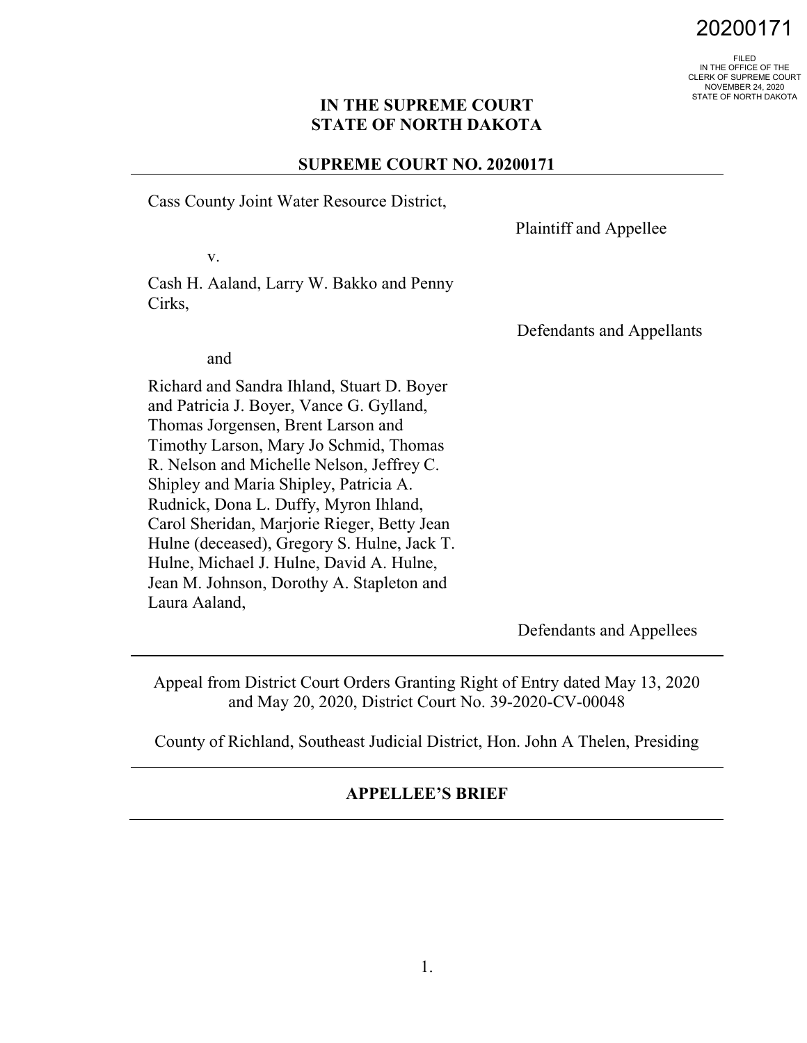20200171

FILED
IN THE OFFICE OF THE
CLERK OF SUPREME COURT
NOVEMBER 24, 2020
STATE OF NORTH DAKOTA

**IN THE SUPREME COURT**
**STATE OF NORTH DAKOTA**

**SUPREME COURT NO. 20200171**

---

Cass County Joint Water Resource District,

Plaintiff and Appellee

v.

Cash H. Aaland, Larry W. Bakko and Penny Cirks,

Defendants and Appellants

and

Richard and Sandra Ihland, Stuart D. Boyer and Patricia J. Boyer, Vance G. Gylland, Thomas Jorgensen, Brent Larson and Timothy Larson, Mary Jo Schmid, Thomas R. Nelson and Michelle Nelson, Jeffrey C. Shipley and Maria Shipley, Patricia A. Rudnick, Dona L. Duffy, Myron Ihland, Carol Sheridan, Marjorie Rieger, Betty Jean Hulne (deceased), Gregory S. Hulne, Jack T. Hulne, Michael J. Hulne, David A. Hulne, Jean M. Johnson, Dorothy A. Stapleton and Laura Aaland,

Defendants and Appellees

---

Appeal from District Court Orders Granting Right of Entry dated May 13, 2020 and May 20, 2020, District Court No. 39-2020-CV-00048

County of Richland, Southeast Judicial District, Hon. John A Thelen, Presiding

---

**APPELLEE'S BRIEF**

---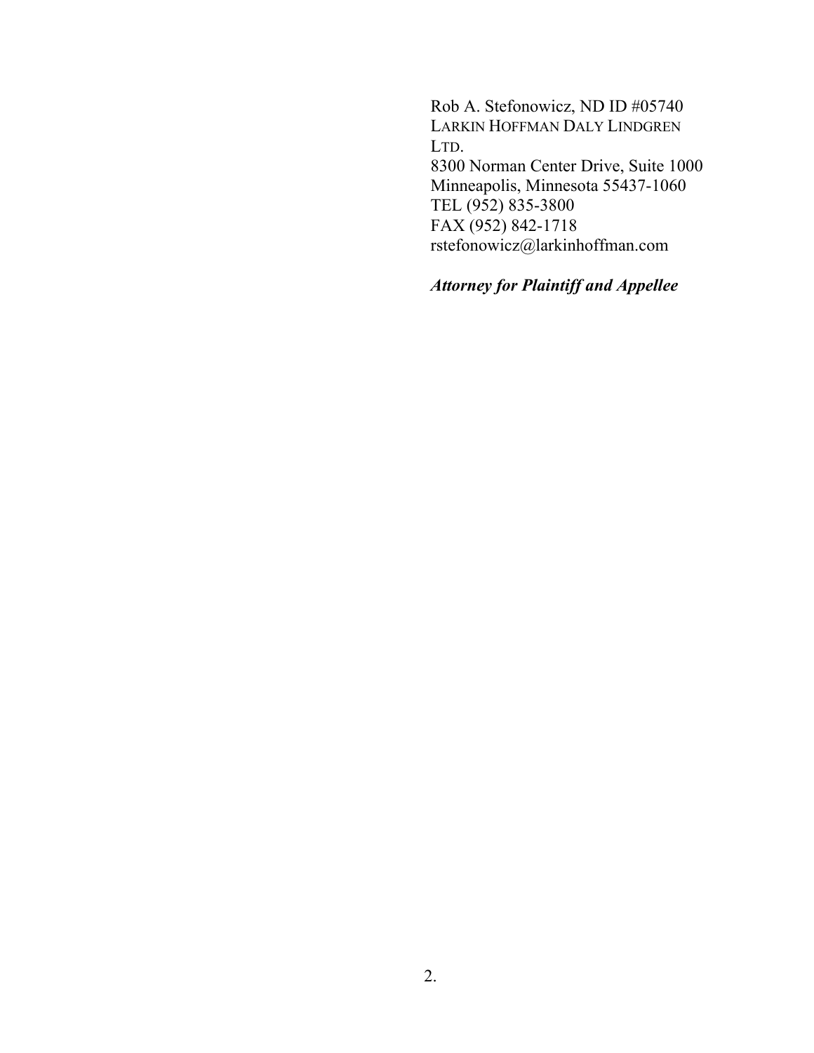Rob A. Stefonowicz, ND ID #05740
LARKIN HOFFMAN DALY LINDGREN LTD.
8300 Norman Center Drive, Suite 1000
Minneapolis, Minnesota 55437-1060
TEL (952) 835-3800
FAX (952) 842-1718
rstefonowicz@larkinhoffman.com

***Attorney for Plaintiff and Appellee***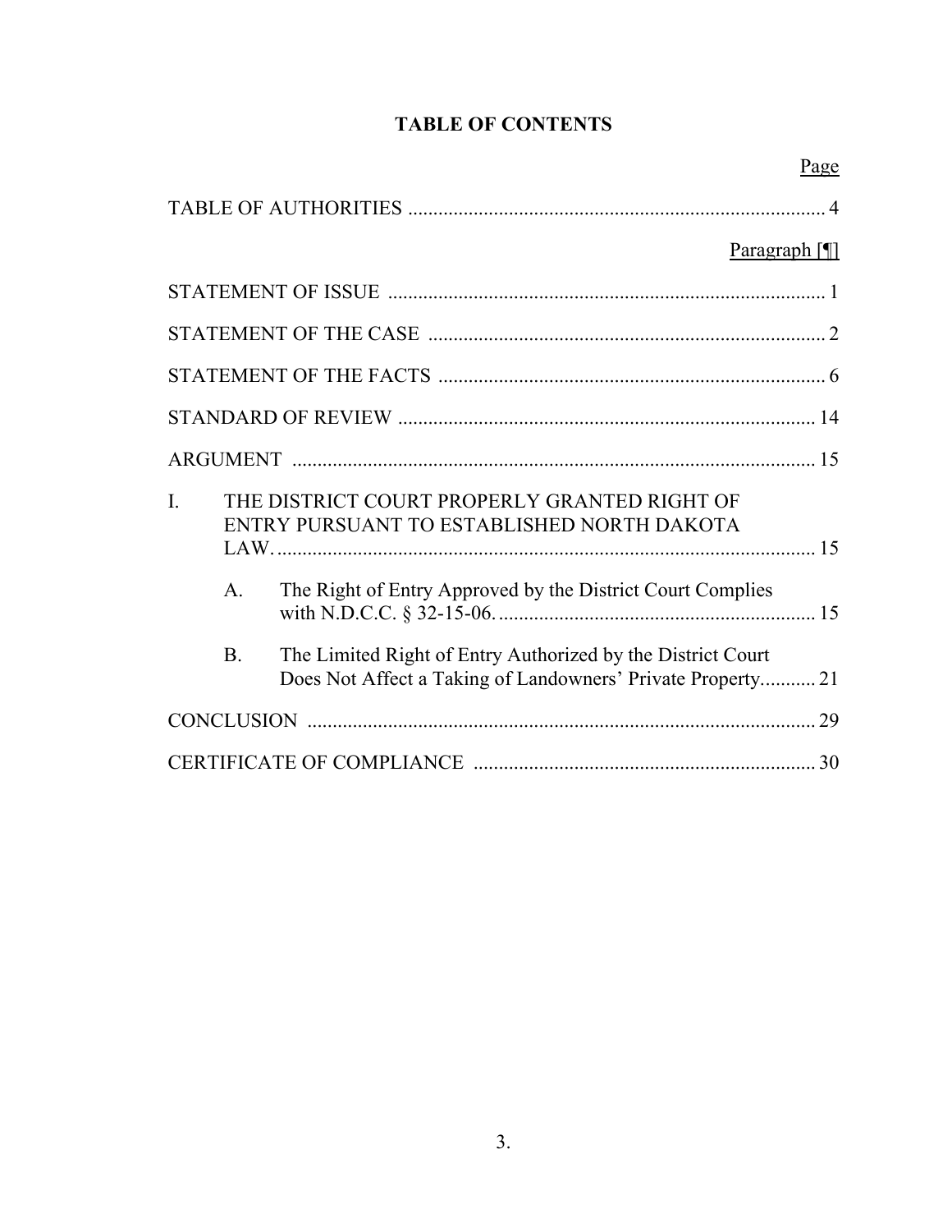# TABLE OF CONTENTS

| | Page |
|---|---|
| TABLE OF AUTHORITIES | 4 |
| | Paragraph [¶] |
| STATEMENT OF ISSUE | 1 |
| STATEMENT OF THE CASE | 2 |
| STATEMENT OF THE FACTS | 6 |
| STANDARD OF REVIEW | 14 |
| ARGUMENT | 15 |
| I. THE DISTRICT COURT PROPERLY GRANTED RIGHT OF ENTRY PURSUANT TO ESTABLISHED NORTH DAKOTA LAW. | 15 |
| A. The Right of Entry Approved by the District Court Complies with N.D.C.C. § 32-15-06. | 15 |
| B. The Limited Right of Entry Authorized by the District Court Does Not Affect a Taking of Landowners' Private Property. | 21 |
| CONCLUSION | 29 |
| CERTIFICATE OF COMPLIANCE | 30 |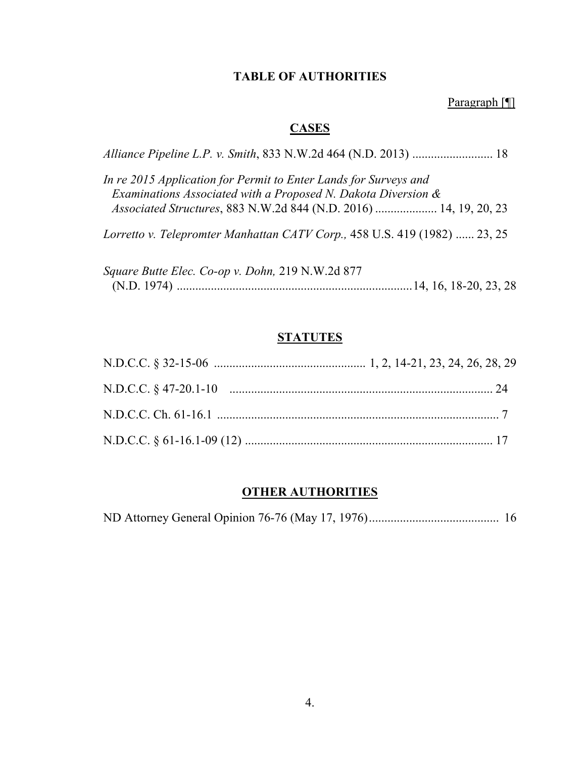# TABLE OF AUTHORITIES

Paragraph [¶]

## CASES

*Alliance Pipeline L.P. v. Smith*, 833 N.W.2d 464 (N.D. 2013) .......................... 18

*In re 2015 Application for Permit to Enter Lands for Surveys and Examinations Associated with a Proposed N. Dakota Diversion & Associated Structures*, 883 N.W.2d 844 (N.D. 2016) .................... 14, 19, 20, 23

*Lorretto v. Telepromter Manhattan CATV Corp.,* 458 U.S. 419 (1982) ...... 23, 25

*Square Butte Elec. Co-op v. Dohn,* 219 N.W.2d 877 (N.D. 1974) ............................................................................14, 16, 18-20, 23, 28

## STATUTES

N.D.C.C. § 32-15-06 ................................................ 1, 2, 14-21, 23, 24, 26, 28, 29

N.D.C.C. § 47-20.1-10 .................................................................................... 24

N.D.C.C. Ch. 61-16.1 ........................................................................................... 7

N.D.C.C. § 61-16.1-09 (12) ................................................................................ 17

## OTHER AUTHORITIES

ND Attorney General Opinion 76-76 (May 17, 1976).......................................... 16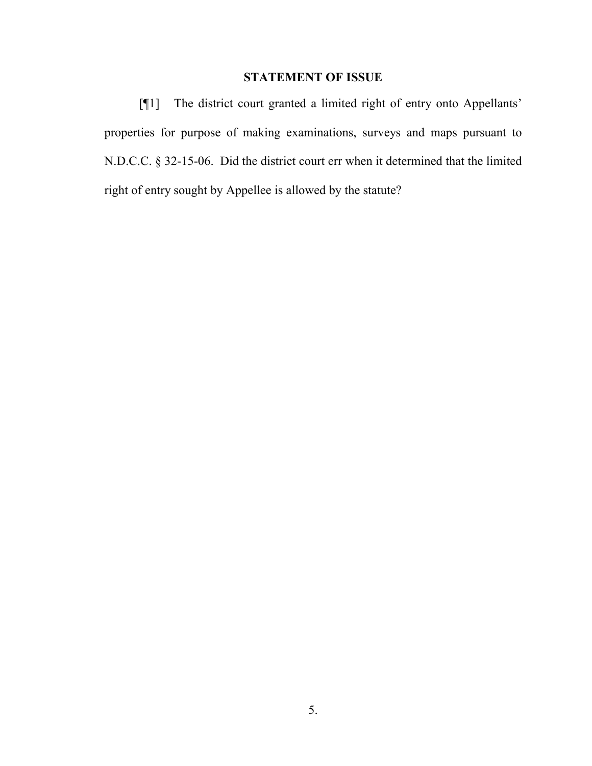## STATEMENT OF ISSUE

[¶1] The district court granted a limited right of entry onto Appellants' properties for purpose of making examinations, surveys and maps pursuant to N.D.C.C. § 32-15-06. Did the district court err when it determined that the limited right of entry sought by Appellee is allowed by the statute?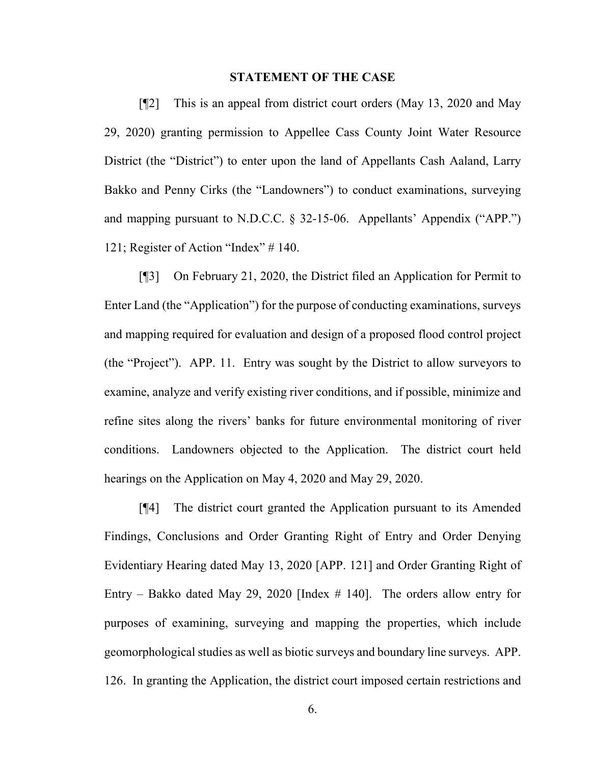## STATEMENT OF THE CASE

[¶2] This is an appeal from district court orders (May 13, 2020 and May 29, 2020) granting permission to Appellee Cass County Joint Water Resource District (the "District") to enter upon the land of Appellants Cash Aaland, Larry Bakko and Penny Cirks (the "Landowners") to conduct examinations, surveying and mapping pursuant to N.D.C.C. § 32-15-06. Appellants' Appendix ("APP.") 121; Register of Action "Index" # 140.

[¶3] On February 21, 2020, the District filed an Application for Permit to Enter Land (the "Application") for the purpose of conducting examinations, surveys and mapping required for evaluation and design of a proposed flood control project (the "Project"). APP. 11. Entry was sought by the District to allow surveyors to examine, analyze and verify existing river conditions, and if possible, minimize and refine sites along the rivers' banks for future environmental monitoring of river conditions. Landowners objected to the Application. The district court held hearings on the Application on May 4, 2020 and May 29, 2020.

[¶4] The district court granted the Application pursuant to its Amended Findings, Conclusions and Order Granting Right of Entry and Order Denying Evidentiary Hearing dated May 13, 2020 [APP. 121] and Order Granting Right of Entry – Bakko dated May 29, 2020 [Index # 140]. The orders allow entry for purposes of examining, surveying and mapping the properties, which include geomorphological studies as well as biotic surveys and boundary line surveys. APP. 126. In granting the Application, the district court imposed certain restrictions and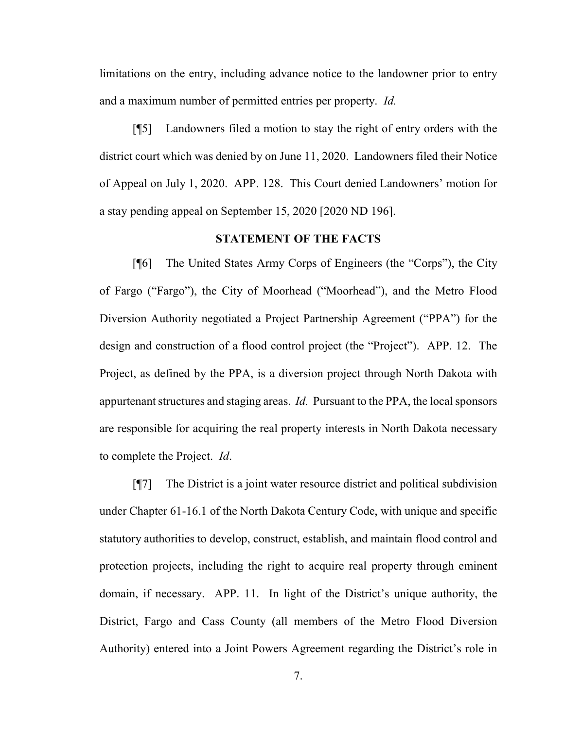limitations on the entry, including advance notice to the landowner prior to entry and a maximum number of permitted entries per property. *Id.*

[¶5] Landowners filed a motion to stay the right of entry orders with the district court which was denied by on June 11, 2020. Landowners filed their Notice of Appeal on July 1, 2020. APP. 128. This Court denied Landowners' motion for a stay pending appeal on September 15, 2020 [2020 ND 196].

## STATEMENT OF THE FACTS

[¶6] The United States Army Corps of Engineers (the "Corps"), the City of Fargo ("Fargo"), the City of Moorhead ("Moorhead"), and the Metro Flood Diversion Authority negotiated a Project Partnership Agreement ("PPA") for the design and construction of a flood control project (the "Project"). APP. 12. The Project, as defined by the PPA, is a diversion project through North Dakota with appurtenant structures and staging areas. *Id.* Pursuant to the PPA, the local sponsors are responsible for acquiring the real property interests in North Dakota necessary to complete the Project. *Id*.

[¶7] The District is a joint water resource district and political subdivision under Chapter 61-16.1 of the North Dakota Century Code, with unique and specific statutory authorities to develop, construct, establish, and maintain flood control and protection projects, including the right to acquire real property through eminent domain, if necessary. APP. 11. In light of the District's unique authority, the District, Fargo and Cass County (all members of the Metro Flood Diversion Authority) entered into a Joint Powers Agreement regarding the District's role in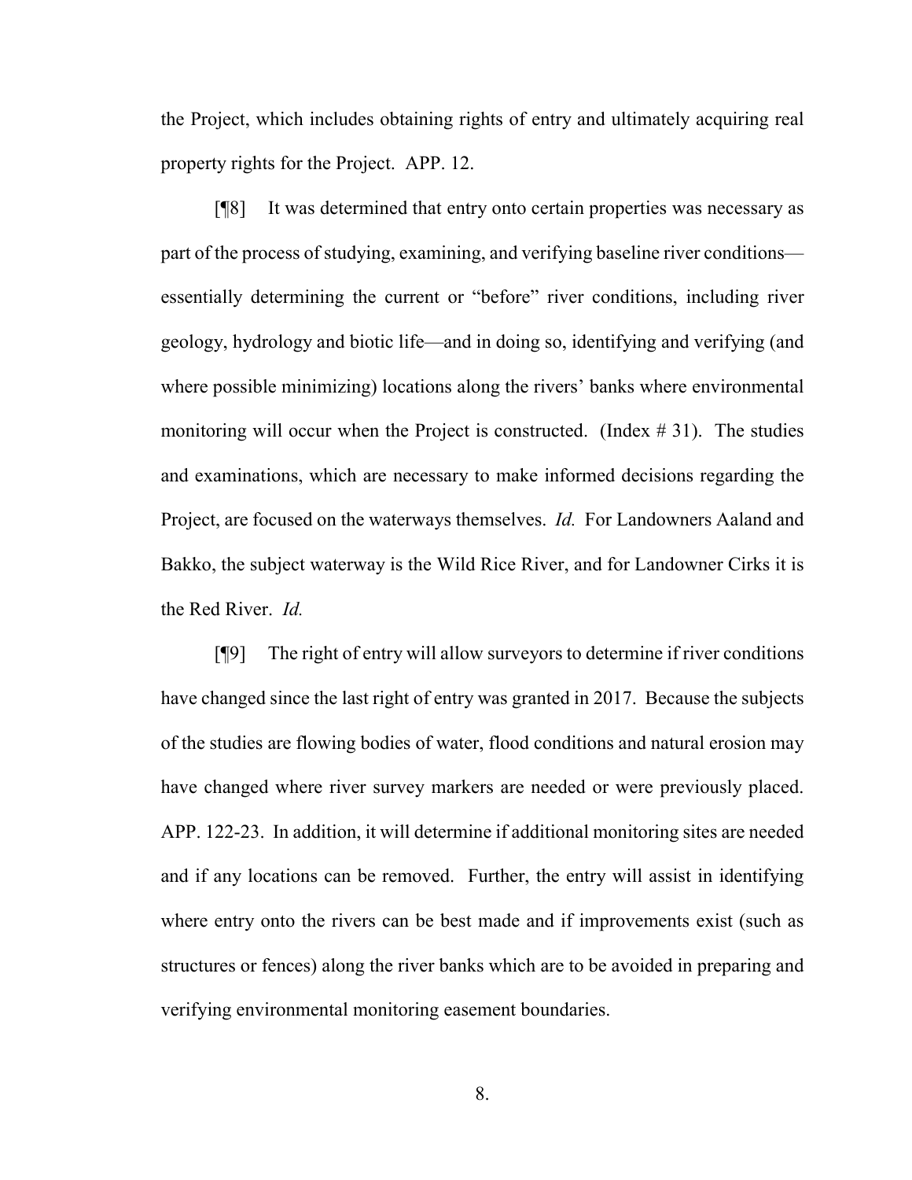the Project, which includes obtaining rights of entry and ultimately acquiring real property rights for the Project. APP. 12.

[¶8] It was determined that entry onto certain properties was necessary as part of the process of studying, examining, and verifying baseline river conditions—essentially determining the current or "before" river conditions, including river geology, hydrology and biotic life—and in doing so, identifying and verifying (and where possible minimizing) locations along the rivers' banks where environmental monitoring will occur when the Project is constructed. (Index # 31). The studies and examinations, which are necessary to make informed decisions regarding the Project, are focused on the waterways themselves. *Id.* For Landowners Aaland and Bakko, the subject waterway is the Wild Rice River, and for Landowner Cirks it is the Red River. *Id.*

[¶9] The right of entry will allow surveyors to determine if river conditions have changed since the last right of entry was granted in 2017. Because the subjects of the studies are flowing bodies of water, flood conditions and natural erosion may have changed where river survey markers are needed or were previously placed. APP. 122-23. In addition, it will determine if additional monitoring sites are needed and if any locations can be removed. Further, the entry will assist in identifying where entry onto the rivers can be best made and if improvements exist (such as structures or fences) along the river banks which are to be avoided in preparing and verifying environmental monitoring easement boundaries.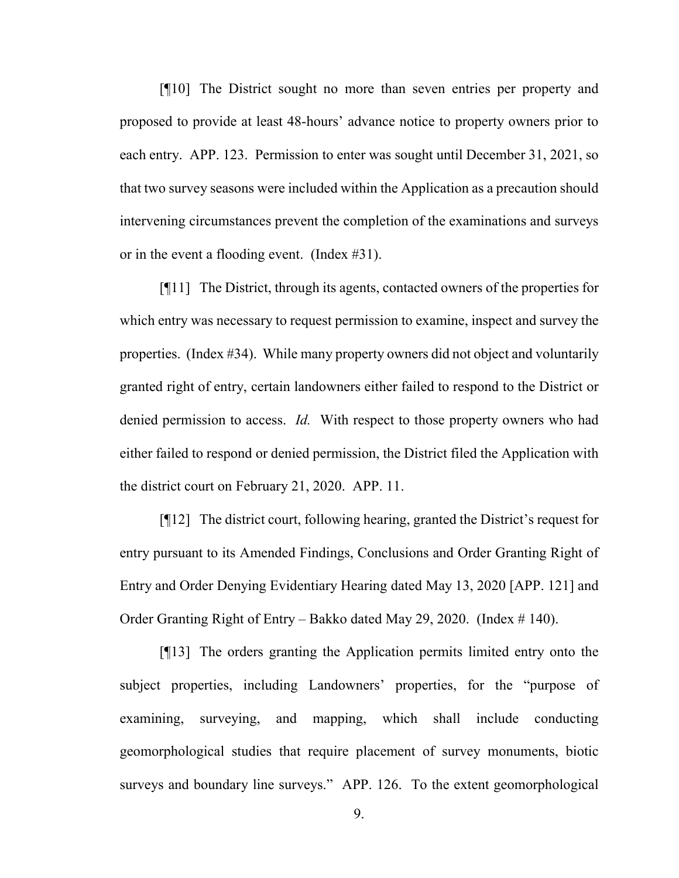[¶10] The District sought no more than seven entries per property and proposed to provide at least 48-hours' advance notice to property owners prior to each entry. APP. 123. Permission to enter was sought until December 31, 2021, so that two survey seasons were included within the Application as a precaution should intervening circumstances prevent the completion of the examinations and surveys or in the event a flooding event. (Index #31).

[¶11] The District, through its agents, contacted owners of the properties for which entry was necessary to request permission to examine, inspect and survey the properties. (Index #34). While many property owners did not object and voluntarily granted right of entry, certain landowners either failed to respond to the District or denied permission to access. *Id.* With respect to those property owners who had either failed to respond or denied permission, the District filed the Application with the district court on February 21, 2020. APP. 11.

[¶12] The district court, following hearing, granted the District's request for entry pursuant to its Amended Findings, Conclusions and Order Granting Right of Entry and Order Denying Evidentiary Hearing dated May 13, 2020 [APP. 121] and Order Granting Right of Entry – Bakko dated May 29, 2020. (Index # 140).

[¶13] The orders granting the Application permits limited entry onto the subject properties, including Landowners' properties, for the "purpose of examining, surveying, and mapping, which shall include conducting geomorphological studies that require placement of survey monuments, biotic surveys and boundary line surveys." APP. 126. To the extent geomorphological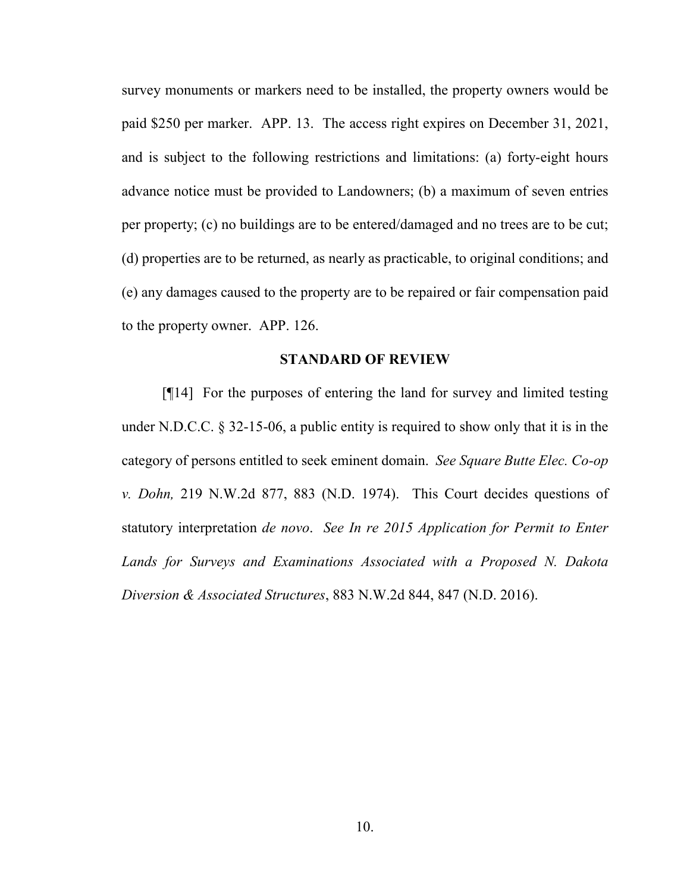survey monuments or markers need to be installed, the property owners would be paid $250 per marker. APP. 13. The access right expires on December 31, 2021, and is subject to the following restrictions and limitations: (a) forty-eight hours advance notice must be provided to Landowners; (b) a maximum of seven entries per property; (c) no buildings are to be entered/damaged and no trees are to be cut; (d) properties are to be returned, as nearly as practicable, to original conditions; and (e) any damages caused to the property are to be repaired or fair compensation paid to the property owner. APP. 126.

## STANDARD OF REVIEW

[¶14] For the purposes of entering the land for survey and limited testing under N.D.C.C. § 32-15-06, a public entity is required to show only that it is in the category of persons entitled to seek eminent domain. *See Square Butte Elec. Co-op v. Dohn,* 219 N.W.2d 877, 883 (N.D. 1974). This Court decides questions of statutory interpretation *de novo*. *See In re 2015 Application for Permit to Enter Lands for Surveys and Examinations Associated with a Proposed N. Dakota Diversion & Associated Structures*, 883 N.W.2d 844, 847 (N.D. 2016).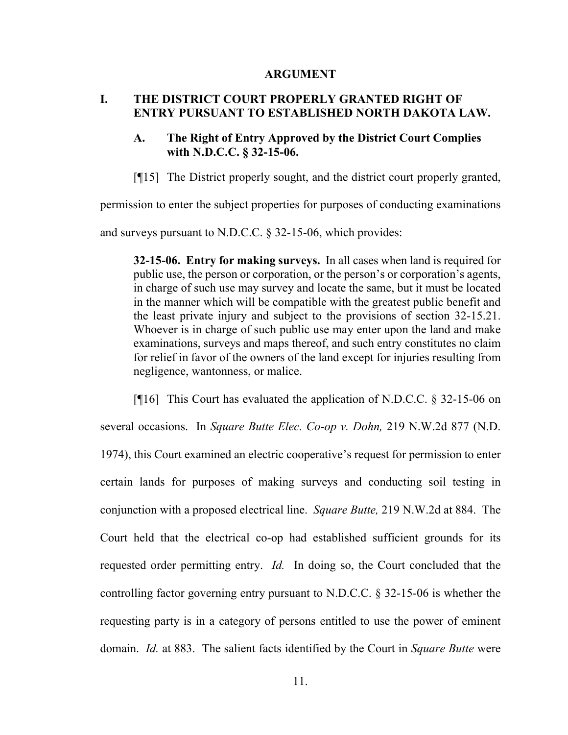## ARGUMENT

### I. THE DISTRICT COURT PROPERLY GRANTED RIGHT OF ENTRY PURSUANT TO ESTABLISHED NORTH DAKOTA LAW.

#### A. The Right of Entry Approved by the District Court Complies with N.D.C.C. § 32-15-06.

[¶15] The District properly sought, and the district court properly granted, permission to enter the subject properties for purposes of conducting examinations and surveys pursuant to N.D.C.C. § 32-15-06, which provides:

> **32-15-06. Entry for making surveys.** In all cases when land is required for public use, the person or corporation, or the person's or corporation's agents, in charge of such use may survey and locate the same, but it must be located in the manner which will be compatible with the greatest public benefit and the least private injury and subject to the provisions of section 32-15.21. Whoever is in charge of such public use may enter upon the land and make examinations, surveys and maps thereof, and such entry constitutes no claim for relief in favor of the owners of the land except for injuries resulting from negligence, wantonness, or malice.

[¶16] This Court has evaluated the application of N.D.C.C. § 32-15-06 on several occasions. In *Square Butte Elec. Co-op v. Dohn,* 219 N.W.2d 877 (N.D. 1974), this Court examined an electric cooperative's request for permission to enter certain lands for purposes of making surveys and conducting soil testing in conjunction with a proposed electrical line. *Square Butte,* 219 N.W.2d at 884. The Court held that the electrical co-op had established sufficient grounds for its requested order permitting entry. *Id.* In doing so, the Court concluded that the controlling factor governing entry pursuant to N.D.C.C. § 32-15-06 is whether the requesting party is in a category of persons entitled to use the power of eminent domain. *Id.* at 883. The salient facts identified by the Court in *Square Butte* were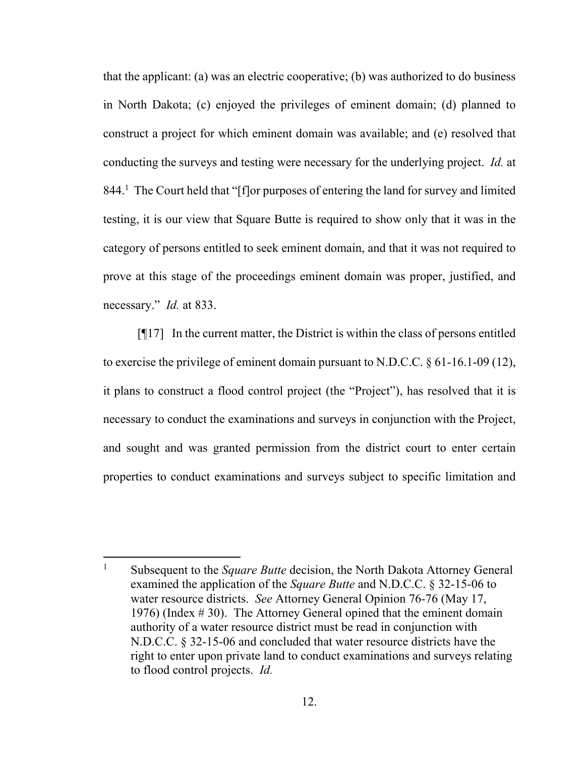that the applicant: (a) was an electric cooperative; (b) was authorized to do business in North Dakota; (c) enjoyed the privileges of eminent domain; (d) planned to construct a project for which eminent domain was available; and (e) resolved that conducting the surveys and testing were necessary for the underlying project. *Id.* at 844.[1] The Court held that "[f]or purposes of entering the land for survey and limited testing, it is our view that Square Butte is required to show only that it was in the category of persons entitled to seek eminent domain, and that it was not required to prove at this stage of the proceedings eminent domain was proper, justified, and necessary." *Id.* at 833.

[¶17] In the current matter, the District is within the class of persons entitled to exercise the privilege of eminent domain pursuant to N.D.C.C. § 61-16.1-09 (12), it plans to construct a flood control project (the "Project"), has resolved that it is necessary to conduct the examinations and surveys in conjunction with the Project, and sought and was granted permission from the district court to enter certain properties to conduct examinations and surveys subject to specific limitation and

---

[1] Subsequent to the *Square Butte* decision, the North Dakota Attorney General examined the application of the *Square Butte* and N.D.C.C. § 32-15-06 to water resource districts. *See* Attorney General Opinion 76-76 (May 17, 1976) (Index # 30). The Attorney General opined that the eminent domain authority of a water resource district must be read in conjunction with N.D.C.C. § 32-15-06 and concluded that water resource districts have the right to enter upon private land to conduct examinations and surveys relating to flood control projects. *Id.*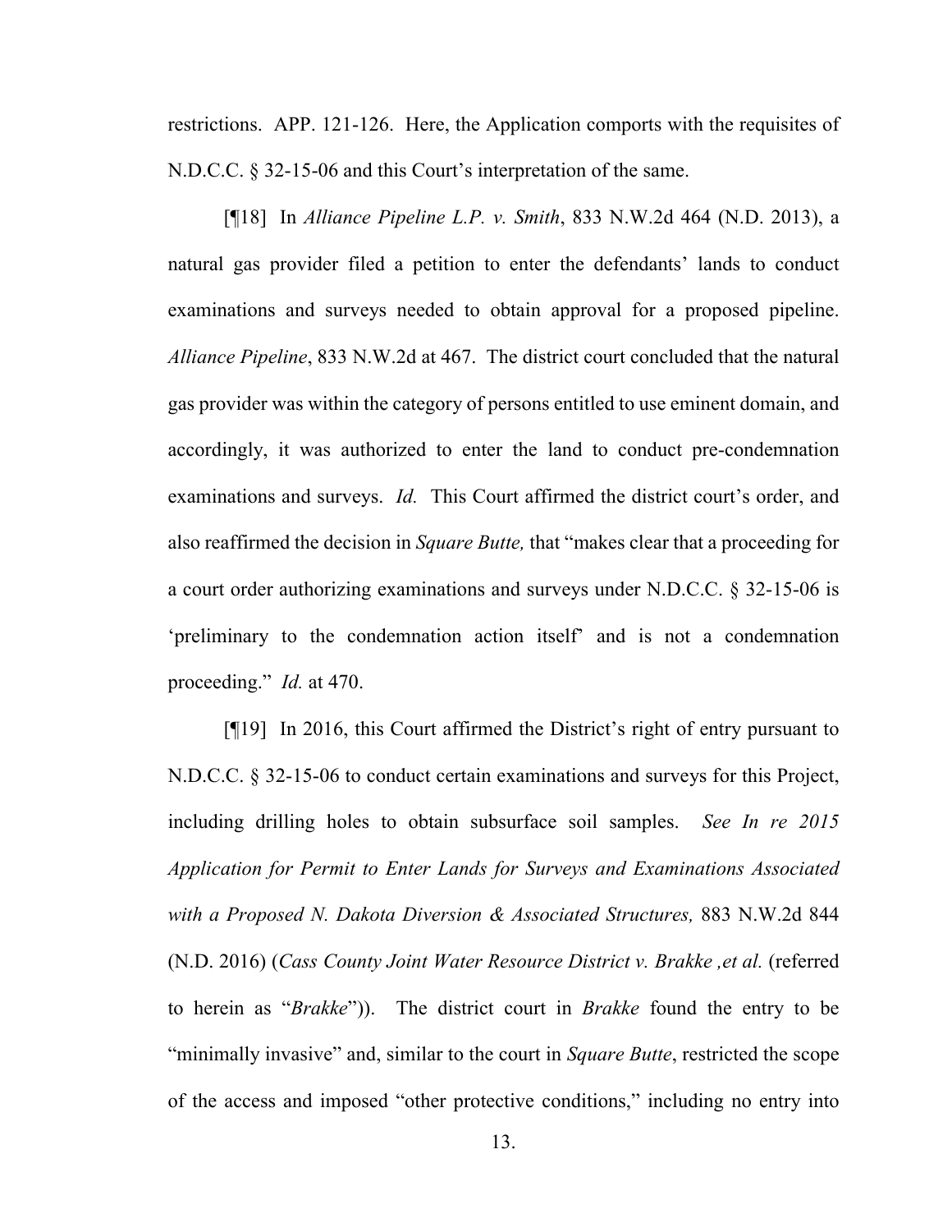restrictions. APP. 121-126. Here, the Application comports with the requisites of N.D.C.C. § 32-15-06 and this Court's interpretation of the same.

[¶18] In *Alliance Pipeline L.P. v. Smith*, 833 N.W.2d 464 (N.D. 2013), a natural gas provider filed a petition to enter the defendants' lands to conduct examinations and surveys needed to obtain approval for a proposed pipeline. *Alliance Pipeline*, 833 N.W.2d at 467. The district court concluded that the natural gas provider was within the category of persons entitled to use eminent domain, and accordingly, it was authorized to enter the land to conduct pre-condemnation examinations and surveys. *Id.* This Court affirmed the district court's order, and also reaffirmed the decision in *Square Butte,* that "makes clear that a proceeding for a court order authorizing examinations and surveys under N.D.C.C. § 32-15-06 is 'preliminary to the condemnation action itself' and is not a condemnation proceeding." *Id.* at 470.

[¶19] In 2016, this Court affirmed the District's right of entry pursuant to N.D.C.C. § 32-15-06 to conduct certain examinations and surveys for this Project, including drilling holes to obtain subsurface soil samples. *See In re 2015 Application for Permit to Enter Lands for Surveys and Examinations Associated with a Proposed N. Dakota Diversion & Associated Structures,* 883 N.W.2d 844 (N.D. 2016) (*Cass County Joint Water Resource District v. Brakke ,et al.* (referred to herein as "*Brakke*")). The district court in *Brakke* found the entry to be "minimally invasive" and, similar to the court in *Square Butte*, restricted the scope of the access and imposed "other protective conditions," including no entry into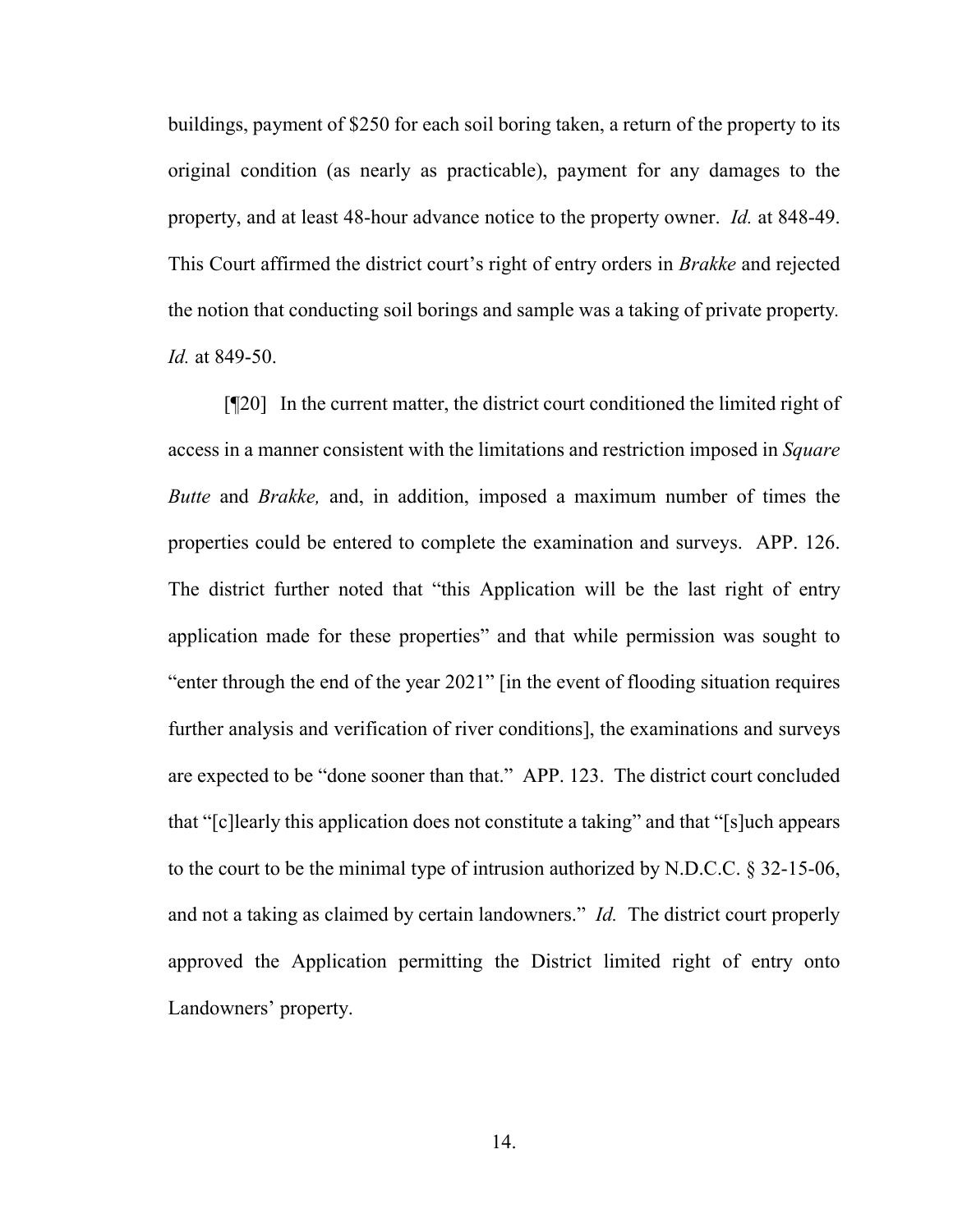buildings, payment of $250 for each soil boring taken, a return of the property to its original condition (as nearly as practicable), payment for any damages to the property, and at least 48-hour advance notice to the property owner. *Id.* at 848-49. This Court affirmed the district court's right of entry orders in *Brakke* and rejected the notion that conducting soil borings and sample was a taking of private property. *Id.* at 849-50.

[¶20] In the current matter, the district court conditioned the limited right of access in a manner consistent with the limitations and restriction imposed in *Square Butte* and *Brakke,* and, in addition, imposed a maximum number of times the properties could be entered to complete the examination and surveys. APP. 126. The district further noted that "this Application will be the last right of entry application made for these properties" and that while permission was sought to "enter through the end of the year 2021" [in the event of flooding situation requires further analysis and verification of river conditions], the examinations and surveys are expected to be "done sooner than that." APP. 123. The district court concluded that "[c]learly this application does not constitute a taking" and that "[s]uch appears to the court to be the minimal type of intrusion authorized by N.D.C.C. § 32-15-06, and not a taking as claimed by certain landowners." *Id.* The district court properly approved the Application permitting the District limited right of entry onto Landowners' property.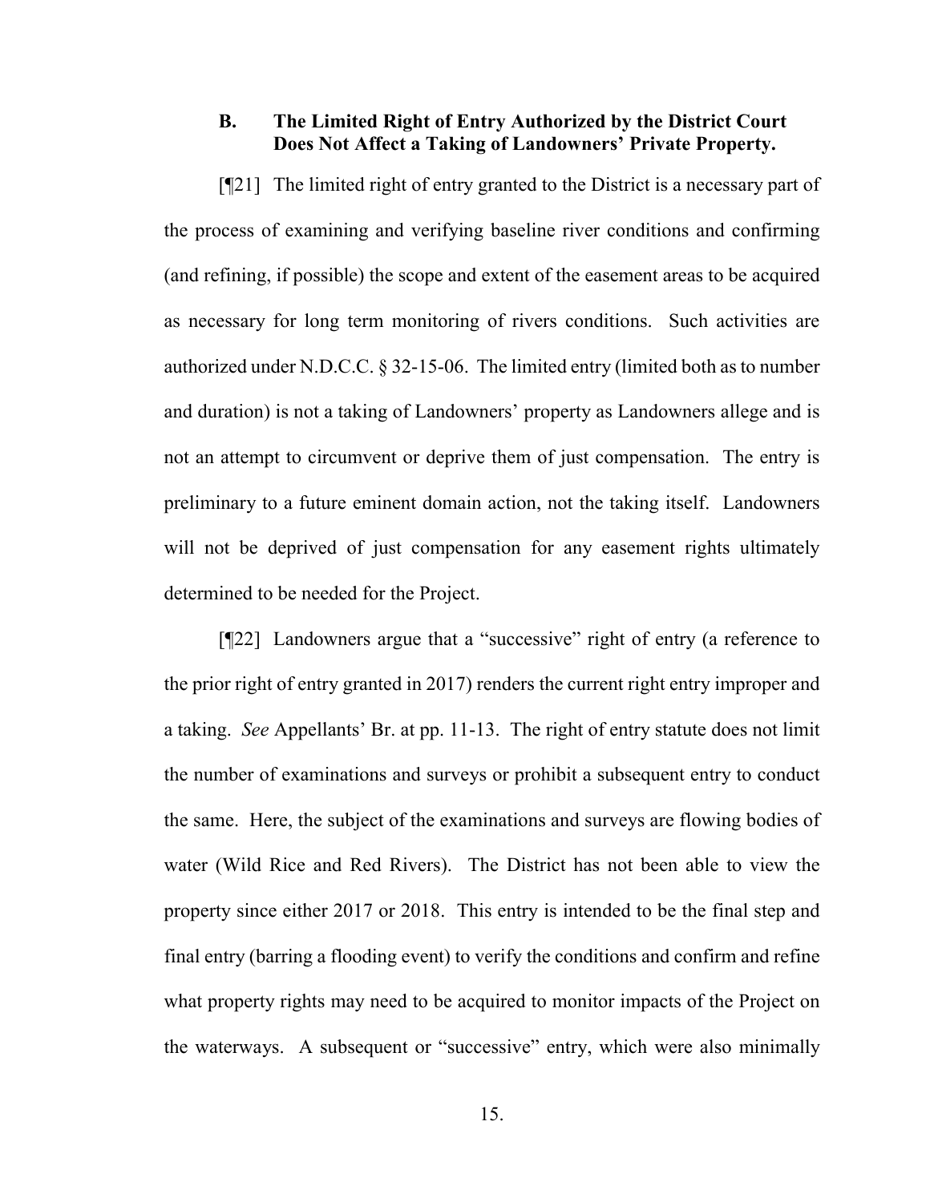### B. The Limited Right of Entry Authorized by the District Court Does Not Affect a Taking of Landowners' Private Property.

[¶21] The limited right of entry granted to the District is a necessary part of the process of examining and verifying baseline river conditions and confirming (and refining, if possible) the scope and extent of the easement areas to be acquired as necessary for long term monitoring of rivers conditions. Such activities are authorized under N.D.C.C. § 32-15-06. The limited entry (limited both as to number and duration) is not a taking of Landowners' property as Landowners allege and is not an attempt to circumvent or deprive them of just compensation. The entry is preliminary to a future eminent domain action, not the taking itself. Landowners will not be deprived of just compensation for any easement rights ultimately determined to be needed for the Project.

[¶22] Landowners argue that a "successive" right of entry (a reference to the prior right of entry granted in 2017) renders the current right entry improper and a taking. *See* Appellants' Br. at pp. 11-13. The right of entry statute does not limit the number of examinations and surveys or prohibit a subsequent entry to conduct the same. Here, the subject of the examinations and surveys are flowing bodies of water (Wild Rice and Red Rivers). The District has not been able to view the property since either 2017 or 2018. This entry is intended to be the final step and final entry (barring a flooding event) to verify the conditions and confirm and refine what property rights may need to be acquired to monitor impacts of the Project on the waterways. A subsequent or "successive" entry, which were also minimally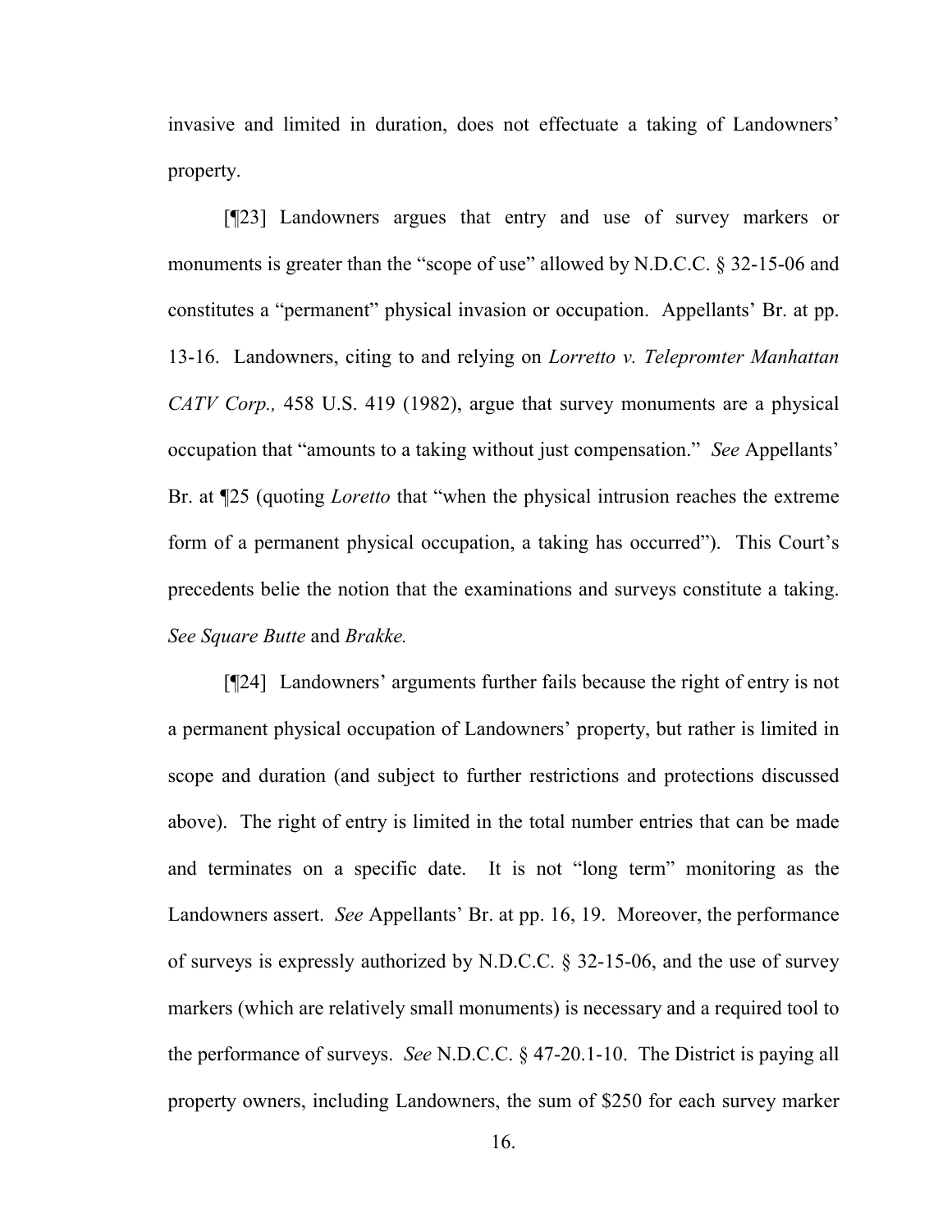invasive and limited in duration, does not effectuate a taking of Landowners' property.

[¶23] Landowners argues that entry and use of survey markers or monuments is greater than the "scope of use" allowed by N.D.C.C. § 32-15-06 and constitutes a "permanent" physical invasion or occupation. Appellants' Br. at pp. 13-16. Landowners, citing to and relying on *Lorretto v. Telepromter Manhattan CATV Corp.,* 458 U.S. 419 (1982), argue that survey monuments are a physical occupation that "amounts to a taking without just compensation." *See* Appellants' Br. at ¶25 (quoting *Loretto* that "when the physical intrusion reaches the extreme form of a permanent physical occupation, a taking has occurred"). This Court's precedents belie the notion that the examinations and surveys constitute a taking. *See Square Butte* and *Brakke.*

[¶24] Landowners' arguments further fails because the right of entry is not a permanent physical occupation of Landowners' property, but rather is limited in scope and duration (and subject to further restrictions and protections discussed above). The right of entry is limited in the total number entries that can be made and terminates on a specific date. It is not "long term" monitoring as the Landowners assert. *See* Appellants' Br. at pp. 16, 19. Moreover, the performance of surveys is expressly authorized by N.D.C.C. § 32-15-06, and the use of survey markers (which are relatively small monuments) is necessary and a required tool to the performance of surveys. *See* N.D.C.C. § 47-20.1-10. The District is paying all property owners, including Landowners, the sum of $250 for each survey marker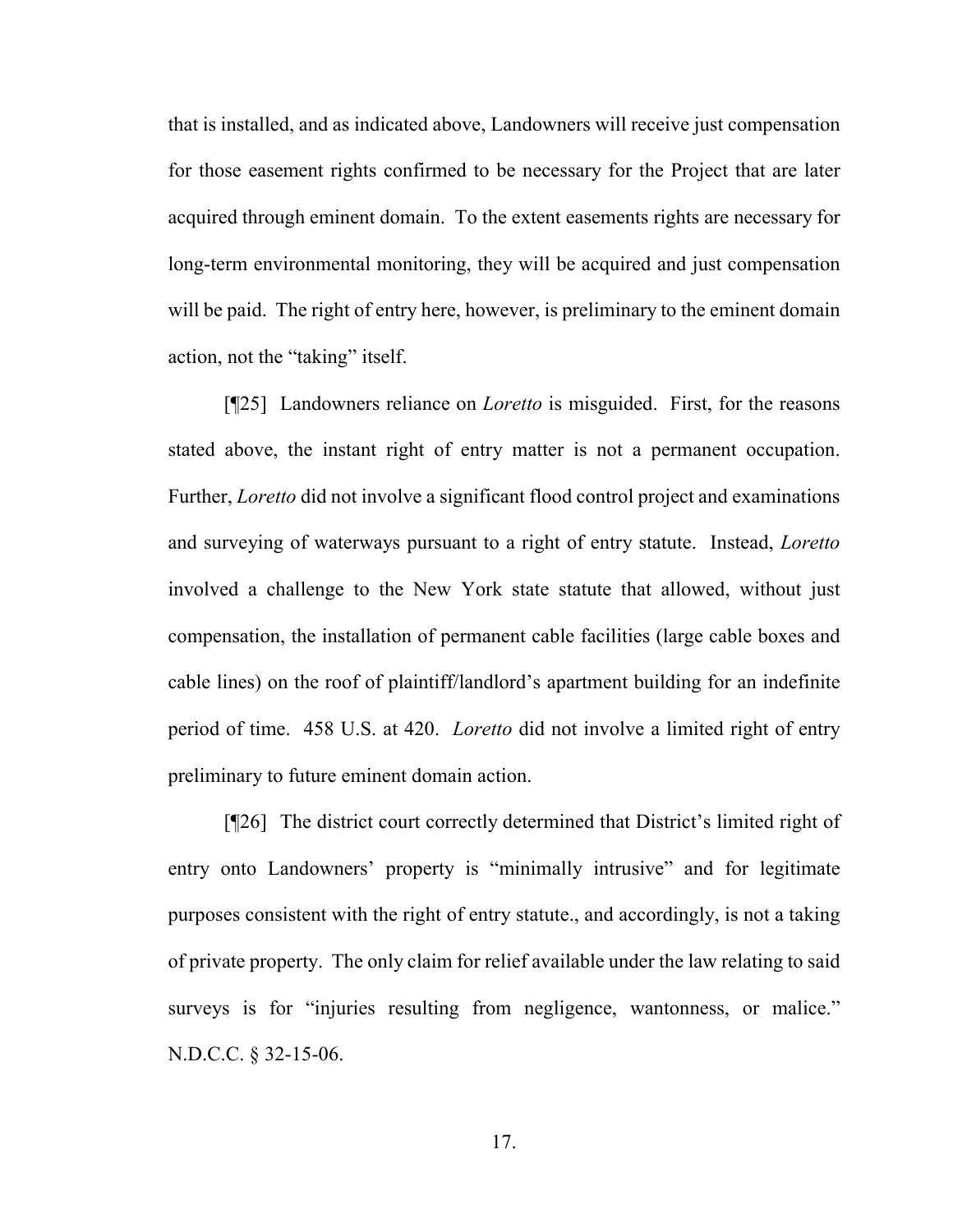that is installed, and as indicated above, Landowners will receive just compensation for those easement rights confirmed to be necessary for the Project that are later acquired through eminent domain. To the extent easements rights are necessary for long-term environmental monitoring, they will be acquired and just compensation will be paid. The right of entry here, however, is preliminary to the eminent domain action, not the "taking" itself.

[¶25] Landowners reliance on *Loretto* is misguided. First, for the reasons stated above, the instant right of entry matter is not a permanent occupation. Further, *Loretto* did not involve a significant flood control project and examinations and surveying of waterways pursuant to a right of entry statute. Instead, *Loretto* involved a challenge to the New York state statute that allowed, without just compensation, the installation of permanent cable facilities (large cable boxes and cable lines) on the roof of plaintiff/landlord's apartment building for an indefinite period of time. 458 U.S. at 420. *Loretto* did not involve a limited right of entry preliminary to future eminent domain action.

[¶26] The district court correctly determined that District's limited right of entry onto Landowners' property is "minimally intrusive" and for legitimate purposes consistent with the right of entry statute., and accordingly, is not a taking of private property. The only claim for relief available under the law relating to said surveys is for "injuries resulting from negligence, wantonness, or malice." N.D.C.C. § 32-15-06.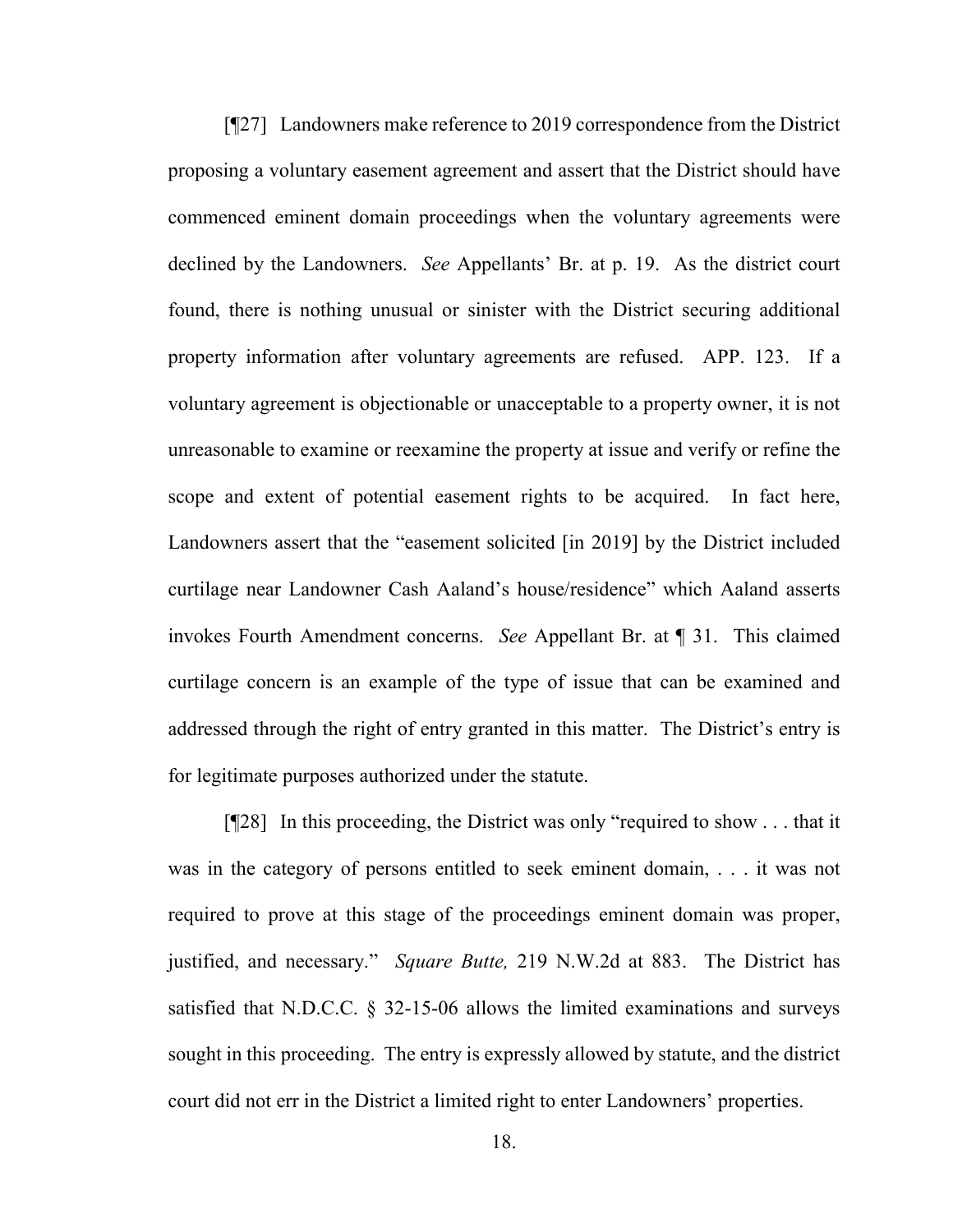[¶27] Landowners make reference to 2019 correspondence from the District proposing a voluntary easement agreement and assert that the District should have commenced eminent domain proceedings when the voluntary agreements were declined by the Landowners. *See* Appellants' Br. at p. 19. As the district court found, there is nothing unusual or sinister with the District securing additional property information after voluntary agreements are refused. APP. 123. If a voluntary agreement is objectionable or unacceptable to a property owner, it is not unreasonable to examine or reexamine the property at issue and verify or refine the scope and extent of potential easement rights to be acquired. In fact here, Landowners assert that the "easement solicited [in 2019] by the District included curtilage near Landowner Cash Aaland's house/residence" which Aaland asserts invokes Fourth Amendment concerns. *See* Appellant Br. at ¶ 31. This claimed curtilage concern is an example of the type of issue that can be examined and addressed through the right of entry granted in this matter. The District's entry is for legitimate purposes authorized under the statute.

[¶28] In this proceeding, the District was only "required to show . . . that it was in the category of persons entitled to seek eminent domain, . . . it was not required to prove at this stage of the proceedings eminent domain was proper, justified, and necessary." *Square Butte,* 219 N.W.2d at 883. The District has satisfied that N.D.C.C. § 32-15-06 allows the limited examinations and surveys sought in this proceeding. The entry is expressly allowed by statute, and the district court did not err in the District a limited right to enter Landowners' properties.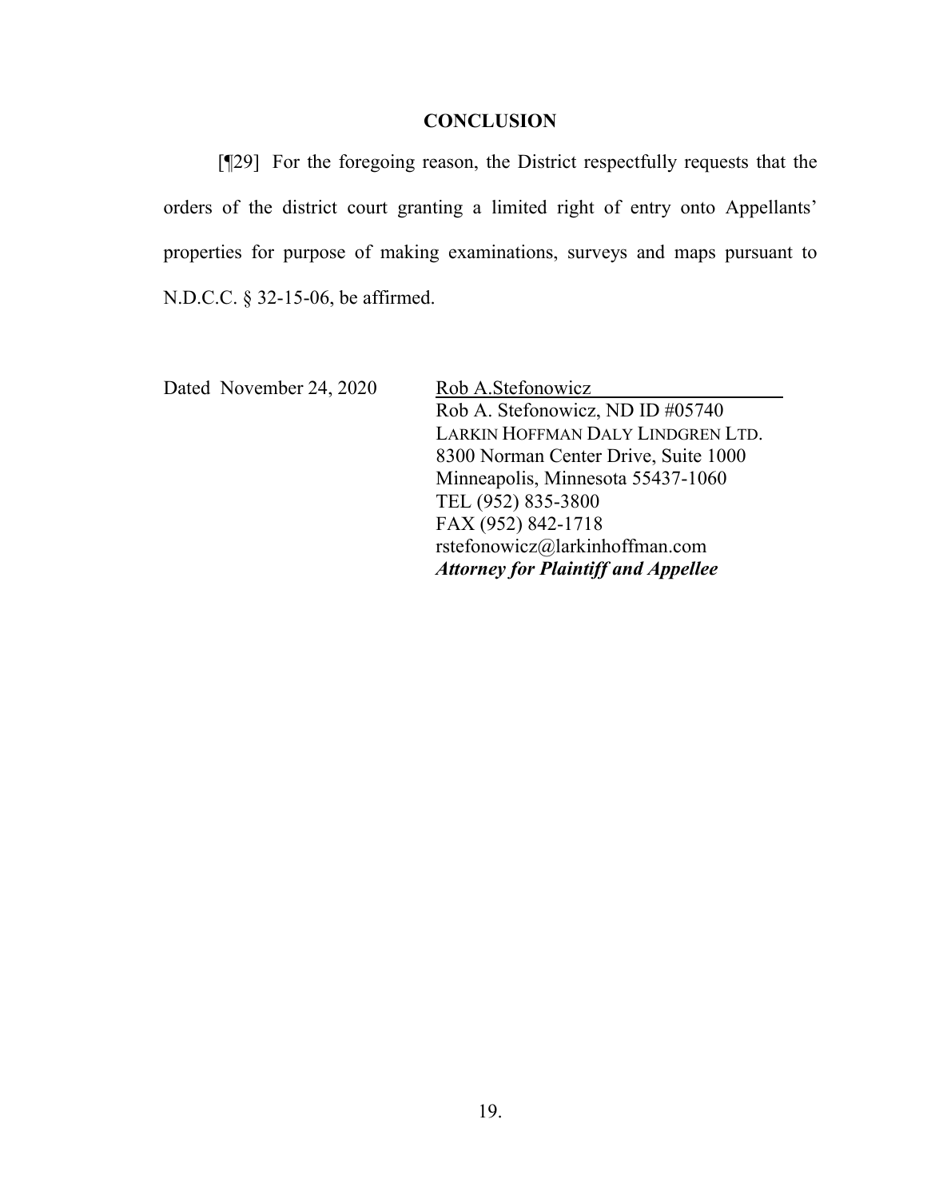## CONCLUSION

[¶29] For the foregoing reason, the District respectfully requests that the orders of the district court granting a limited right of entry onto Appellants' properties for purpose of making examinations, surveys and maps pursuant to N.D.C.C. § 32-15-06, be affirmed.

Dated November 24, 2020

Rob A.Stefonowicz
Rob A. Stefonowicz, ND ID #05740
LARKIN HOFFMAN DALY LINDGREN LTD.
8300 Norman Center Drive, Suite 1000
Minneapolis, Minnesota 55437-1060
TEL (952) 835-3800
FAX (952) 842-1718
rstefonowicz@larkinhoffman.com
***Attorney for Plaintiff and Appellee***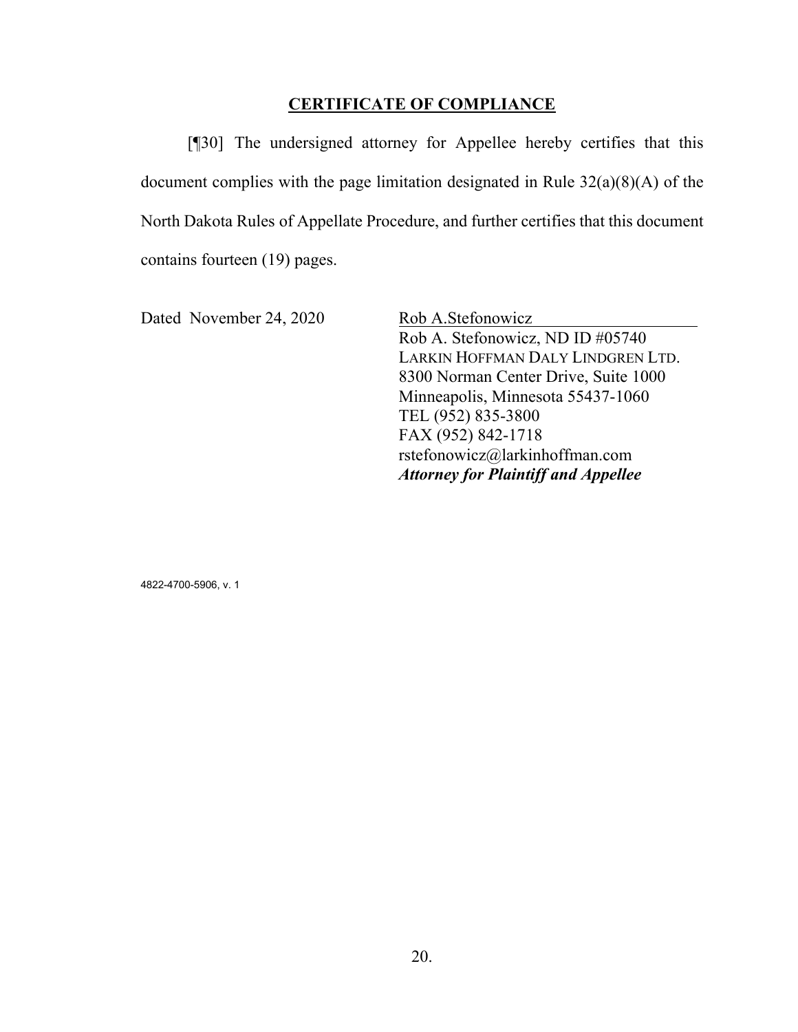## CERTIFICATE OF COMPLIANCE

[¶30] The undersigned attorney for Appellee hereby certifies that this document complies with the page limitation designated in Rule 32(a)(8)(A) of the North Dakota Rules of Appellate Procedure, and further certifies that this document contains fourteen (19) pages.

Dated November 24, 2020

Rob A.Stefonowicz
Rob A. Stefonowicz, ND ID #05740
LARKIN HOFFMAN DALY LINDGREN LTD.
8300 Norman Center Drive, Suite 1000
Minneapolis, Minnesota 55437-1060
TEL (952) 835-3800
FAX (952) 842-1718
rstefonowicz@larkinhoffman.com
***Attorney for Plaintiff and Appellee***

4822-4700-5906, v. 1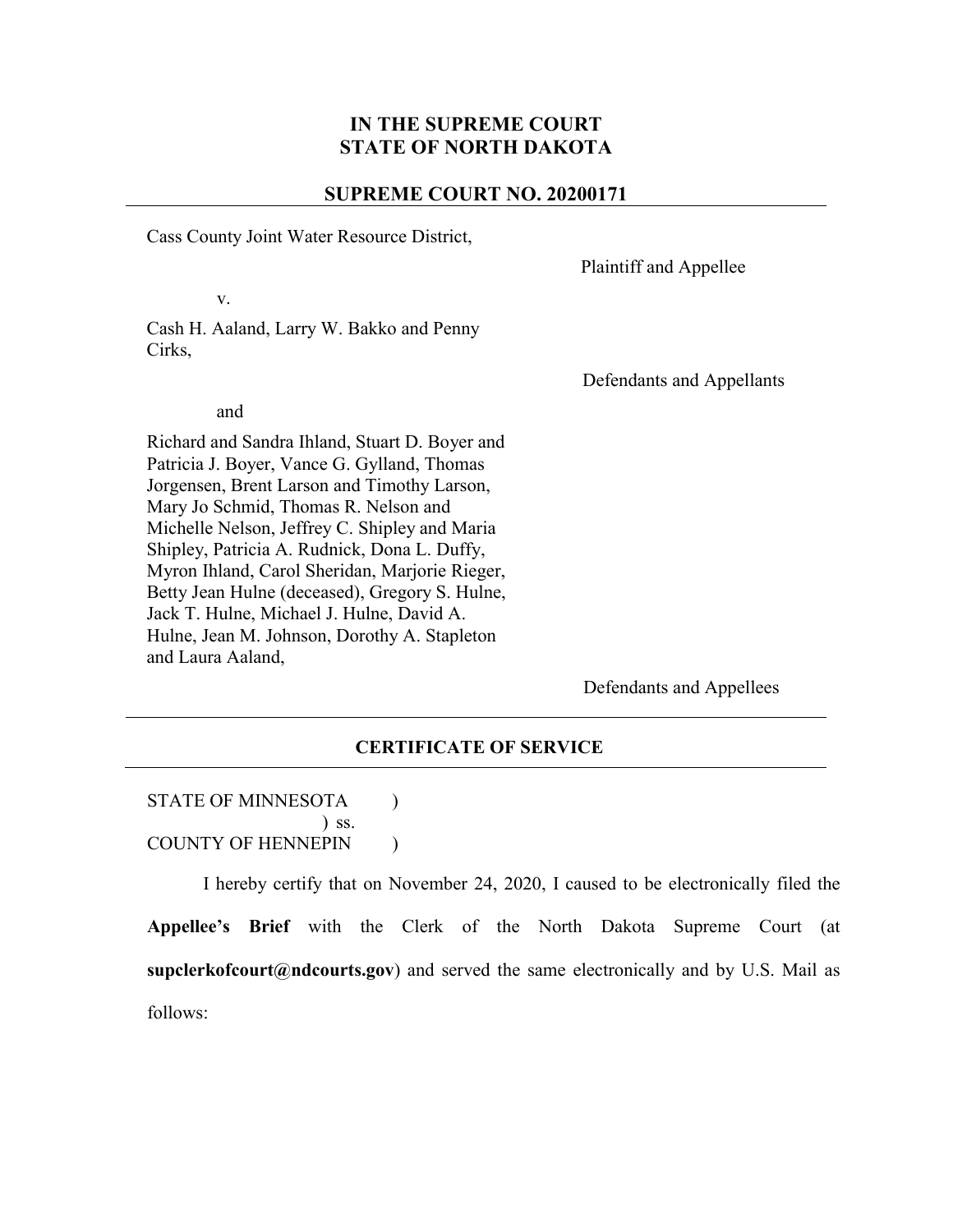**IN THE SUPREME COURT**
**STATE OF NORTH DAKOTA**

**SUPREME COURT NO. 20200171**

---

Cass County Joint Water Resource District,

Plaintiff and Appellee

v.

Cash H. Aaland, Larry W. Bakko and Penny Cirks,

Defendants and Appellants

and

Richard and Sandra Ihland, Stuart D. Boyer and Patricia J. Boyer, Vance G. Gylland, Thomas Jorgensen, Brent Larson and Timothy Larson, Mary Jo Schmid, Thomas R. Nelson and Michelle Nelson, Jeffrey C. Shipley and Maria Shipley, Patricia A. Rudnick, Dona L. Duffy, Myron Ihland, Carol Sheridan, Marjorie Rieger, Betty Jean Hulne (deceased), Gregory S. Hulne, Jack T. Hulne, Michael J. Hulne, David A. Hulne, Jean M. Johnson, Dorothy A. Stapleton and Laura Aaland,

Defendants and Appellees

---

**CERTIFICATE OF SERVICE**

---

STATE OF MINNESOTA )
) ss.
COUNTY OF HENNEPIN )

I hereby certify that on November 24, 2020, I caused to be electronically filed the **Appellee's Brief** with the Clerk of the North Dakota Supreme Court (at **supclerkofcourt@ndcourts.gov**) and served the same electronically and by U.S. Mail as follows: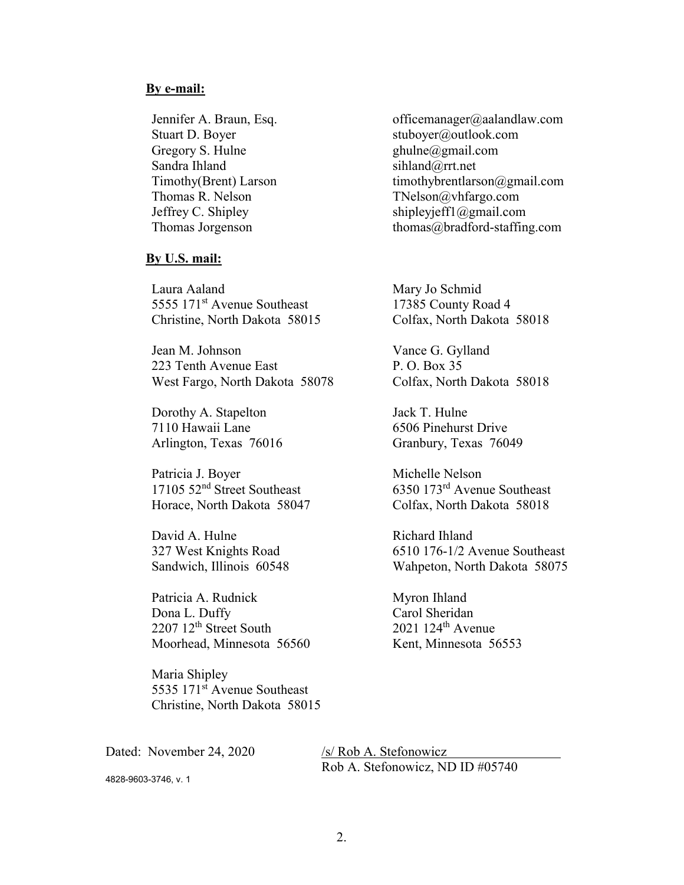**By e-mail:**

| | |
|---|---|
| Jennifer A. Braun, Esq. | officemanager@aalandlaw.com |
| Stuart D. Boyer | stuboyer@outlook.com |
| Gregory S. Hulne | ghulne@gmail.com |
| Sandra Ihland | sihland@rrt.net |
| Timothy(Brent) Larson | timothybrentlarson@gmail.com |
| Thomas R. Nelson | TNelson@vhfargo.com |
| Jeffrey C. Shipley | shipleyjeff1@gmail.com |
| Thomas Jorgenson | thomas@bradford-staffing.com |

**By U.S. mail:**

Laura Aaland
5555 171st Avenue Southeast
Christine, North Dakota 58015

Jean M. Johnson
223 Tenth Avenue East
West Fargo, North Dakota 58078

Dorothy A. Stapelton
7110 Hawaii Lane
Arlington, Texas 76016

Patricia J. Boyer
17105 52nd Street Southeast
Horace, North Dakota 58047

David A. Hulne
327 West Knights Road
Sandwich, Illinois 60548

Patricia A. Rudnick
Dona L. Duffy
2207 12th Street South
Moorhead, Minnesota 56560

Maria Shipley
5535 171st Avenue Southeast
Christine, North Dakota 58015

Mary Jo Schmid
17385 County Road 4
Colfax, North Dakota 58018

Vance G. Gylland
P. O. Box 35
Colfax, North Dakota 58018

Jack T. Hulne
6506 Pinehurst Drive
Granbury, Texas 76049

Michelle Nelson
6350 173rd Avenue Southeast
Colfax, North Dakota 58018

Richard Ihland
6510 176-1/2 Avenue Southeast
Wahpeton, North Dakota 58075

Myron Ihland
Carol Sheridan
2021 124th Avenue
Kent, Minnesota 56553

Dated: November 24, 2020

/s/ Rob A. Stefonowicz
Rob A. Stefonowicz, ND ID #05740

4828-9603-3746, v. 1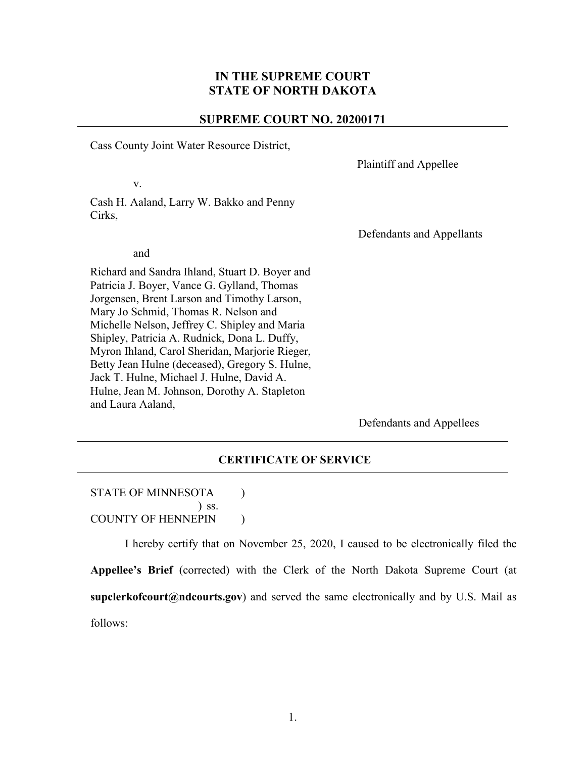**IN THE SUPREME COURT**
**STATE OF NORTH DAKOTA**

**SUPREME COURT NO. 20200171**

Cass County Joint Water Resource District,

Plaintiff and Appellee

v.

Cash H. Aaland, Larry W. Bakko and Penny Cirks,

Defendants and Appellants

and

Richard and Sandra Ihland, Stuart D. Boyer and Patricia J. Boyer, Vance G. Gylland, Thomas Jorgensen, Brent Larson and Timothy Larson, Mary Jo Schmid, Thomas R. Nelson and Michelle Nelson, Jeffrey C. Shipley and Maria Shipley, Patricia A. Rudnick, Dona L. Duffy, Myron Ihland, Carol Sheridan, Marjorie Rieger, Betty Jean Hulne (deceased), Gregory S. Hulne, Jack T. Hulne, Michael J. Hulne, David A. Hulne, Jean M. Johnson, Dorothy A. Stapleton and Laura Aaland,

Defendants and Appellees

---

**CERTIFICATE OF SERVICE**

---

STATE OF MINNESOTA )
) ss.
COUNTY OF HENNEPIN )

I hereby certify that on November 25, 2020, I caused to be electronically filed the **Appellee's Brief** (corrected) with the Clerk of the North Dakota Supreme Court (at **supclerkofcourt@ndcourts.gov**) and served the same electronically and by U.S. Mail as follows: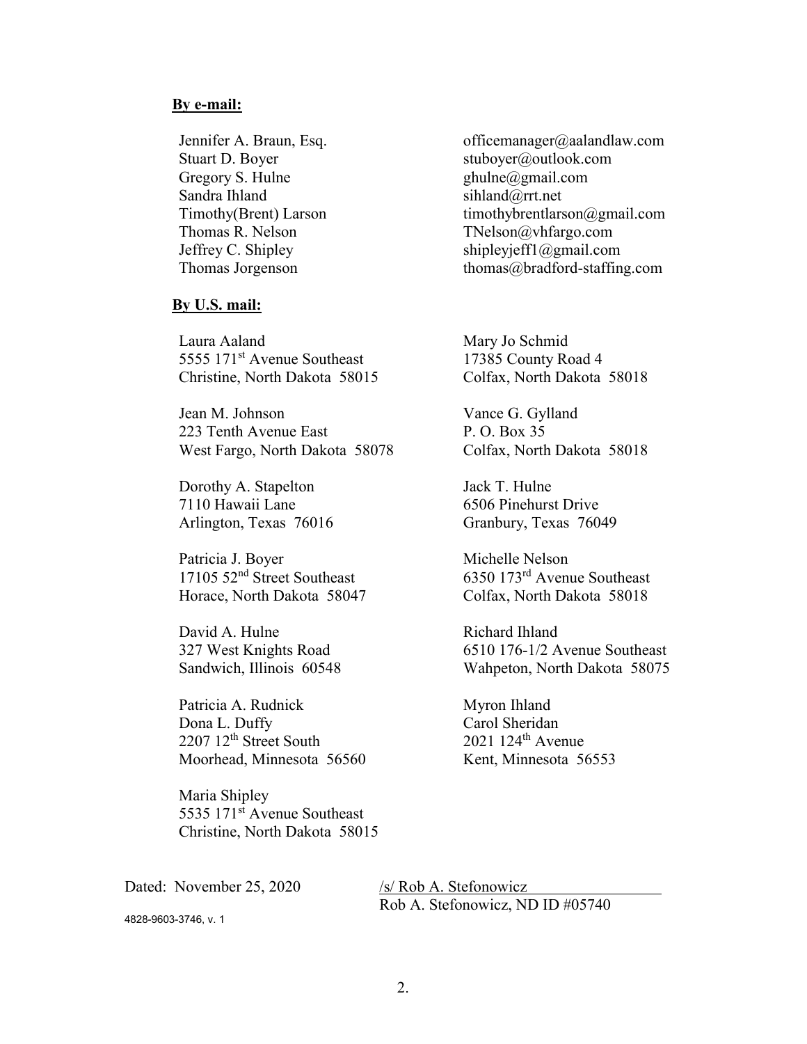**By e-mail:**

| | |
|---|---|
| Jennifer A. Braun, Esq. | officemanager@aalandlaw.com |
| Stuart D. Boyer | stuboyer@outlook.com |
| Gregory S. Hulne | ghulne@gmail.com |
| Sandra Ihland | sihland@rrt.net |
| Timothy(Brent) Larson | timothybrentlarson@gmail.com |
| Thomas R. Nelson | TNelson@vhfargo.com |
| Jeffrey C. Shipley | shipleyjeff1@gmail.com |
| Thomas Jorgenson | thomas@bradford-staffing.com |

**By U.S. mail:**

Laura Aaland
5555 171st Avenue Southeast
Christine, North Dakota 58015

Mary Jo Schmid
17385 County Road 4
Colfax, North Dakota 58018

Jean M. Johnson
223 Tenth Avenue East
West Fargo, North Dakota 58078

Vance G. Gylland
P. O. Box 35
Colfax, North Dakota 58018

Dorothy A. Stapelton
7110 Hawaii Lane
Arlington, Texas 76016

Jack T. Hulne
6506 Pinehurst Drive
Granbury, Texas 76049

Patricia J. Boyer
17105 52nd Street Southeast
Horace, North Dakota 58047

Michelle Nelson
6350 173rd Avenue Southeast
Colfax, North Dakota 58018

David A. Hulne
327 West Knights Road
Sandwich, Illinois 60548

Richard Ihland
6510 176-1/2 Avenue Southeast
Wahpeton, North Dakota 58075

Patricia A. Rudnick
Dona L. Duffy
2207 12th Street South
Moorhead, Minnesota 56560

Myron Ihland
Carol Sheridan
2021 124th Avenue
Kent, Minnesota 56553

Maria Shipley
5535 171st Avenue Southeast
Christine, North Dakota 58015

Dated: November 25, 2020

/s/ Rob A. Stefonowicz
Rob A. Stefonowicz, ND ID #05740

4828-9603-3746, v. 1